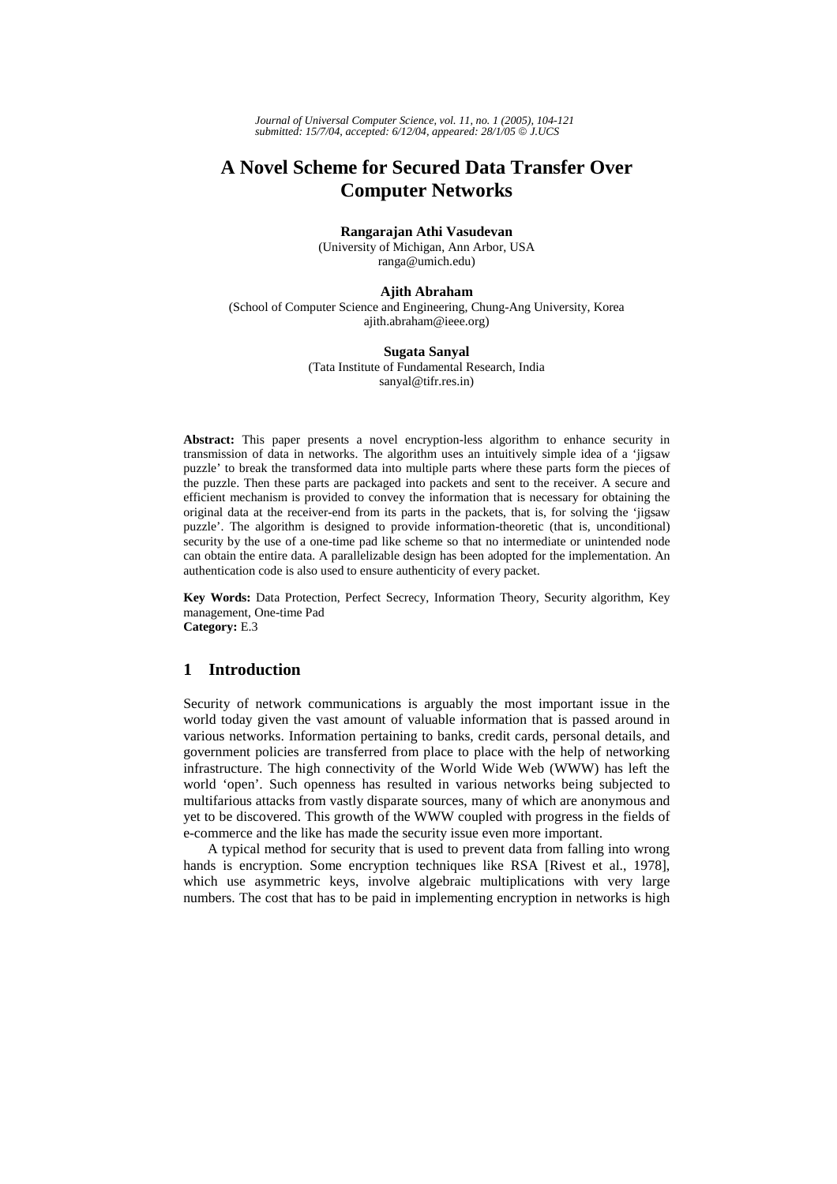# A Novel Scheme for Secured Data Transfer Over Computer Networks

**Rangarajan Athi Vasudevan**
(University of Michigan, Ann Arbor, USA
ranga@umich.edu)

**Ajith Abraham**
(School of Computer Science and Engineering, Chung-Ang University, Korea
ajith.abraham@ieee.org)

**Sugata Sanyal**
(Tata Institute of Fundamental Research, India
sanyal@tifr.res.in)

**Abstract:** This paper presents a novel encryption-less algorithm to enhance security in transmission of data in networks. The algorithm uses an intuitively simple idea of a 'jigsaw puzzle' to break the transformed data into multiple parts where these parts form the pieces of the puzzle. Then these parts are packaged into packets and sent to the receiver. A secure and efficient mechanism is provided to convey the information that is necessary for obtaining the original data at the receiver-end from its parts in the packets, that is, for solving the 'jigsaw puzzle'. The algorithm is designed to provide information-theoretic (that is, unconditional) security by the use of a one-time pad like scheme so that no intermediate or unintended node can obtain the entire data. A parallelizable design has been adopted for the implementation. An authentication code is also used to ensure authenticity of every packet.

**Key Words:** Data Protection, Perfect Secrecy, Information Theory, Security algorithm, Key management, One-time Pad
**Category:** E.3

## 1 Introduction

Security of network communications is arguably the most important issue in the world today given the vast amount of valuable information that is passed around in various networks. Information pertaining to banks, credit cards, personal details, and government policies are transferred from place to place with the help of networking infrastructure. The high connectivity of the World Wide Web (WWW) has left the world 'open'. Such openness has resulted in various networks being subjected to multifarious attacks from vastly disparate sources, many of which are anonymous and yet to be discovered. This growth of the WWW coupled with progress in the fields of e-commerce and the like has made the security issue even more important.

A typical method for security that is used to prevent data from falling into wrong hands is encryption. Some encryption techniques like RSA [Rivest et al., 1978], which use asymmetric keys, involve algebraic multiplications with very large numbers. The cost that has to be paid in implementing encryption in networks is high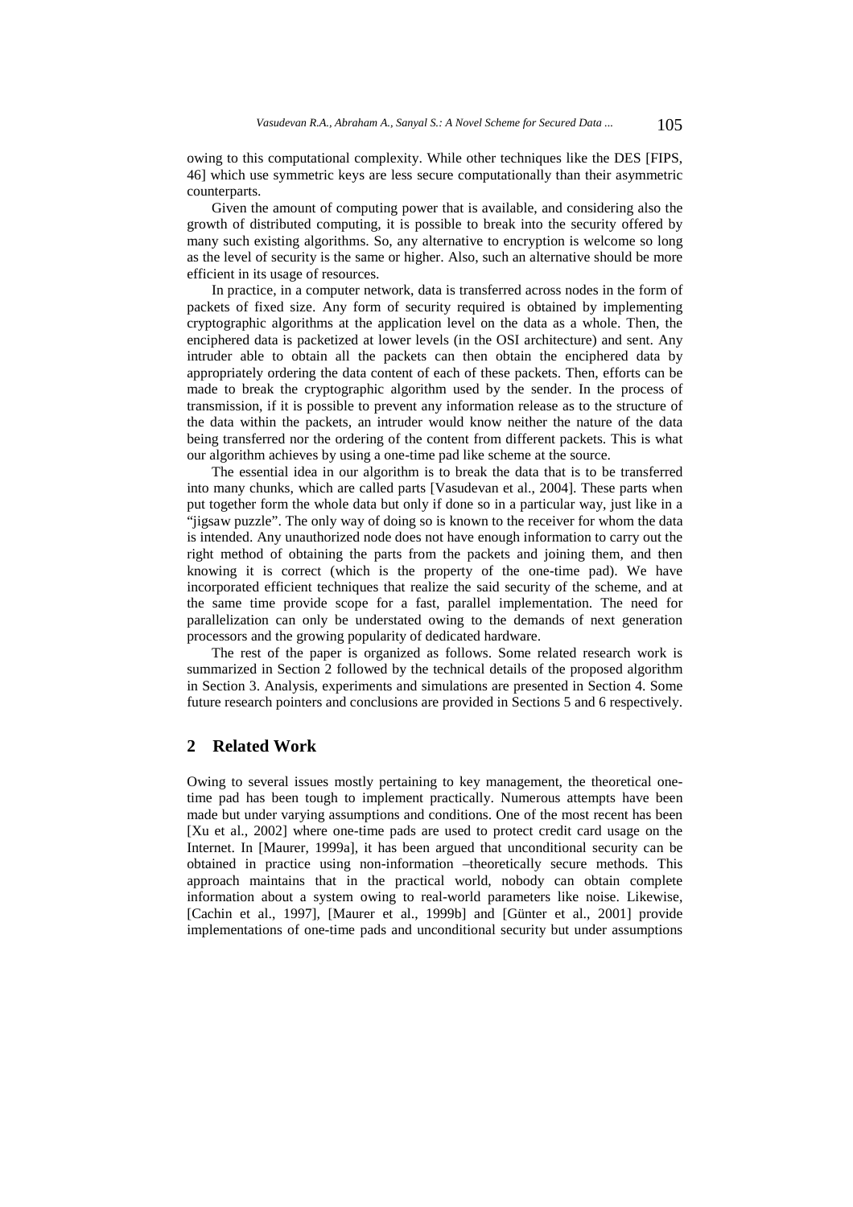owing to this computational complexity. While other techniques like the DES [FIPS, 46] which use symmetric keys are less secure computationally than their asymmetric counterparts.

Given the amount of computing power that is available, and considering also the growth of distributed computing, it is possible to break into the security offered by many such existing algorithms. So, any alternative to encryption is welcome so long as the level of security is the same or higher. Also, such an alternative should be more efficient in its usage of resources.

In practice, in a computer network, data is transferred across nodes in the form of packets of fixed size. Any form of security required is obtained by implementing cryptographic algorithms at the application level on the data as a whole. Then, the enciphered data is packetized at lower levels (in the OSI architecture) and sent. Any intruder able to obtain all the packets can then obtain the enciphered data by appropriately ordering the data content of each of these packets. Then, efforts can be made to break the cryptographic algorithm used by the sender. In the process of transmission, if it is possible to prevent any information release as to the structure of the data within the packets, an intruder would know neither the nature of the data being transferred nor the ordering of the content from different packets. This is what our algorithm achieves by using a one-time pad like scheme at the source.

The essential idea in our algorithm is to break the data that is to be transferred into many chunks, which are called parts [Vasudevan et al., 2004]. These parts when put together form the whole data but only if done so in a particular way, just like in a "jigsaw puzzle". The only way of doing so is known to the receiver for whom the data is intended. Any unauthorized node does not have enough information to carry out the right method of obtaining the parts from the packets and joining them, and then knowing it is correct (which is the property of the one-time pad). We have incorporated efficient techniques that realize the said security of the scheme, and at the same time provide scope for a fast, parallel implementation. The need for parallelization can only be understated owing to the demands of next generation processors and the growing popularity of dedicated hardware.

The rest of the paper is organized as follows. Some related research work is summarized in Section 2 followed by the technical details of the proposed algorithm in Section 3. Analysis, experiments and simulations are presented in Section 4. Some future research pointers and conclusions are provided in Sections 5 and 6 respectively.

## 2 Related Work

Owing to several issues mostly pertaining to key management, the theoretical one-time pad has been tough to implement practically. Numerous attempts have been made but under varying assumptions and conditions. One of the most recent has been [Xu et al., 2002] where one-time pads are used to protect credit card usage on the Internet. In [Maurer, 1999a], it has been argued that unconditional security can be obtained in practice using non-information –theoretically secure methods. This approach maintains that in the practical world, nobody can obtain complete information about a system owing to real-world parameters like noise. Likewise, [Cachin et al., 1997], [Maurer et al., 1999b] and [Günter et al., 2001] provide implementations of one-time pads and unconditional security but under assumptions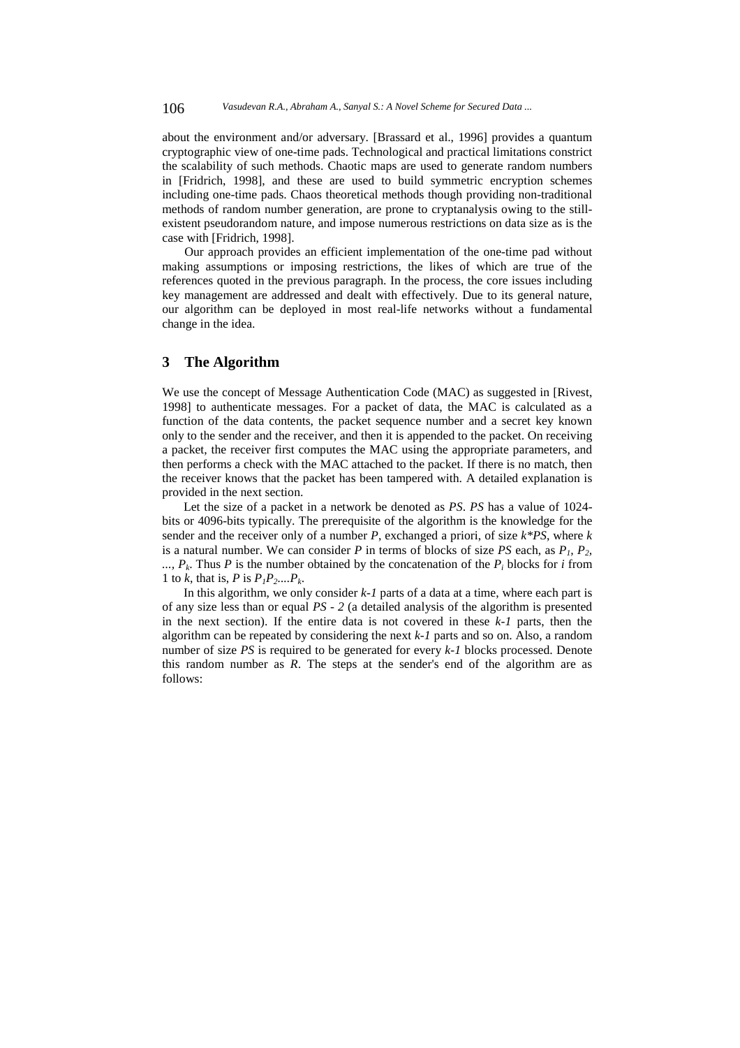about the environment and/or adversary. [Brassard et al., 1996] provides a quantum cryptographic view of one-time pads. Technological and practical limitations constrict the scalability of such methods. Chaotic maps are used to generate random numbers in [Fridrich, 1998], and these are used to build symmetric encryption schemes including one-time pads. Chaos theoretical methods though providing non-traditional methods of random number generation, are prone to cryptanalysis owing to the still-existent pseudorandom nature, and impose numerous restrictions on data size as is the case with [Fridrich, 1998].

Our approach provides an efficient implementation of the one-time pad without making assumptions or imposing restrictions, the likes of which are true of the references quoted in the previous paragraph. In the process, the core issues including key management are addressed and dealt with effectively. Due to its general nature, our algorithm can be deployed in most real-life networks without a fundamental change in the idea.

## 3 The Algorithm

We use the concept of Message Authentication Code (MAC) as suggested in [Rivest, 1998] to authenticate messages. For a packet of data, the MAC is calculated as a function of the data contents, the packet sequence number and a secret key known only to the sender and the receiver, and then it is appended to the packet. On receiving a packet, the receiver first computes the MAC using the appropriate parameters, and then performs a check with the MAC attached to the packet. If there is no match, then the receiver knows that the packet has been tampered with. A detailed explanation is provided in the next section.

Let the size of a packet in a network be denoted as *PS*. *PS* has a value of 1024-bits or 4096-bits typically. The prerequisite of the algorithm is the knowledge for the sender and the receiver only of a number *P*, exchanged a priori, of size $k*PS$, where $k$ is a natural number. We can consider *P* in terms of blocks of size *PS* each, as $P_1$, $P_2$, ..., $P_k$. Thus *P* is the number obtained by the concatenation of the $P_i$ blocks for $i$ from 1 to $k$, that is, *P* is $P_1P_2....P_k$.

In this algorithm, we only consider $k$-$1$ parts of a data at a time, where each part is of any size less than or equal $PS - 2$ (a detailed analysis of the algorithm is presented in the next section). If the entire data is not covered in these $k$-$1$ parts, then the algorithm can be repeated by considering the next $k$-$1$ parts and so on. Also, a random number of size *PS* is required to be generated for every $k$-$1$ blocks processed. Denote this random number as *R*. The steps at the sender's end of the algorithm are as follows: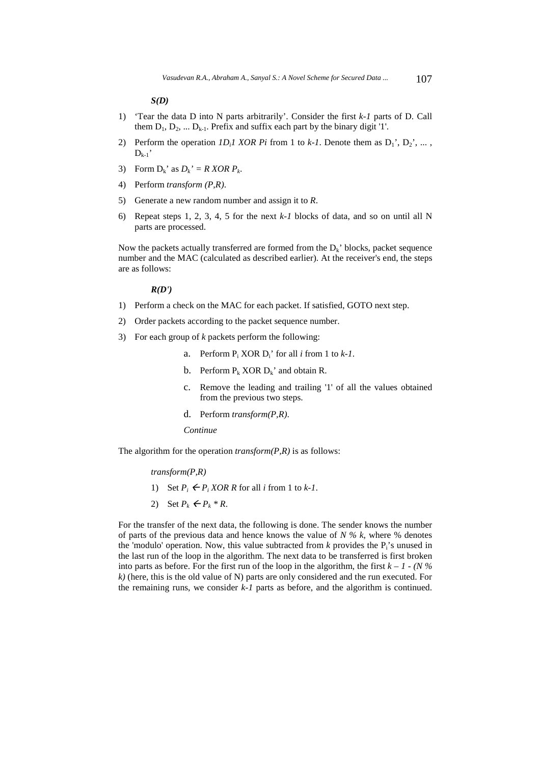***S(D)***

1) 'Tear the data D into N parts arbitrarily'. Consider the first $k-1$ parts of D. Call them $D_1$, $D_2$, ... $D_{k-1}$. Prefix and suffix each part by the binary digit '1'.
2) Perform the operation $1D_i1$ *XOR* $P_i$ from 1 to $k-1$. Denote them as $D_1'$, $D_2'$, ... , $D_{k-1}'$
3) Form $D_k'$ as $D_k' = R \text{ XOR } P_k$.
4) Perform *transform (P,R)*.
5) Generate a new random number and assign it to $R$.
6) Repeat steps 1, 2, 3, 4, 5 for the next $k-1$ blocks of data, and so on until all N parts are processed.

Now the packets actually transferred are formed from the $D_k'$ blocks, packet sequence number and the MAC (calculated as described earlier). At the receiver's end, the steps are as follows:

***R(D')***

1) Perform a check on the MAC for each packet. If satisfied, GOTO next step.
2) Order packets according to the packet sequence number.
3) For each group of $k$ packets perform the following:
   a. Perform $P_i$ XOR $D_i'$ for all $i$ from 1 to $k-1$.
   b. Perform $P_k$ XOR $D_k'$ and obtain R.
   c. Remove the leading and trailing '1' of all the values obtained from the previous two steps.
   d. Perform *transform(P,R)*.

   *Continue*

The algorithm for the operation *transform(P,R)* is as follows:

*transform(P,R)*

1) Set $P_i \leftarrow P_i \text{ XOR } R$ for all $i$ from 1 to $k-1$.
2) Set $P_k \leftarrow P_k * R$.

For the transfer of the next data, the following is done. The sender knows the number of parts of the previous data and hence knows the value of $N \% k$, where % denotes the 'modulo' operation. Now, this value subtracted from $k$ provides the $P_i$'s unused in the last run of the loop in the algorithm. The next data to be transferred is first broken into parts as before. For the first run of the loop in the algorithm, the first $k - 1 - (N \% k)$ (here, this is the old value of N) parts are only considered and the run executed. For the remaining runs, we consider $k-1$ parts as before, and the algorithm is continued.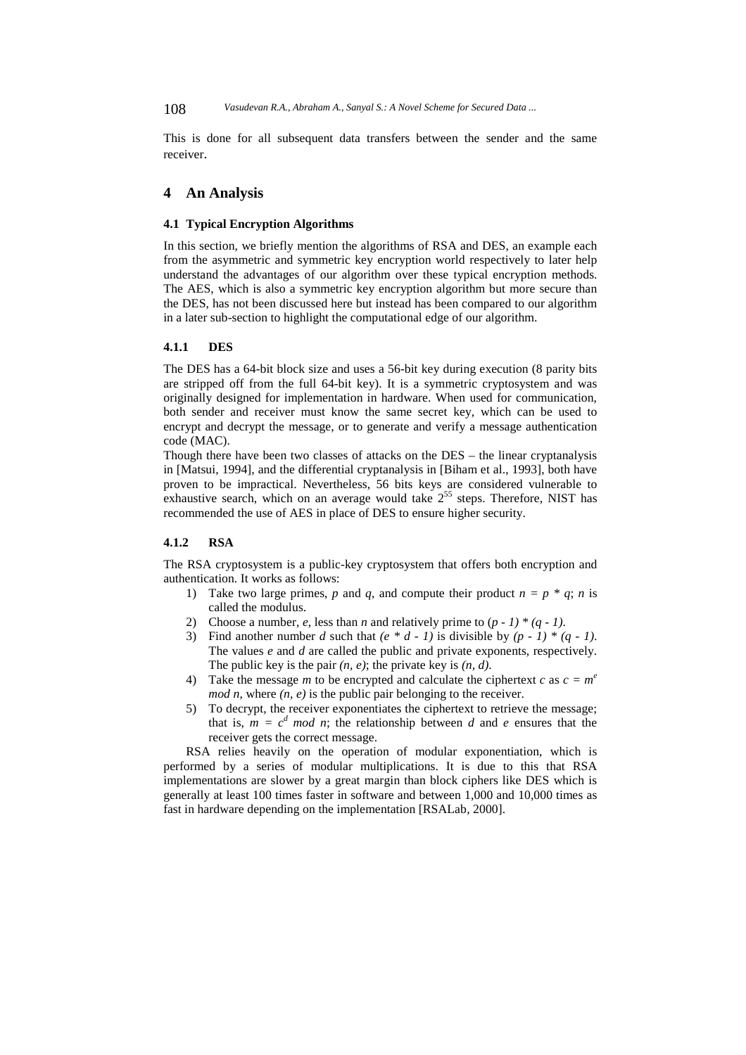This is done for all subsequent data transfers between the sender and the same receiver.

## 4 An Analysis

### 4.1 Typical Encryption Algorithms

In this section, we briefly mention the algorithms of RSA and DES, an example each from the asymmetric and symmetric key encryption world respectively to later help understand the advantages of our algorithm over these typical encryption methods. The AES, which is also a symmetric key encryption algorithm but more secure than the DES, has not been discussed here but instead has been compared to our algorithm in a later sub-section to highlight the computational edge of our algorithm.

#### 4.1.1 DES

The DES has a 64-bit block size and uses a 56-bit key during execution (8 parity bits are stripped off from the full 64-bit key). It is a symmetric cryptosystem and was originally designed for implementation in hardware. When used for communication, both sender and receiver must know the same secret key, which can be used to encrypt and decrypt the message, or to generate and verify a message authentication code (MAC).

Though there have been two classes of attacks on the DES – the linear cryptanalysis in [Matsui, 1994], and the differential cryptanalysis in [Biham et al., 1993], both have proven to be impractical. Nevertheless, 56 bits keys are considered vulnerable to exhaustive search, which on an average would take $2^{55}$ steps. Therefore, NIST has recommended the use of AES in place of DES to ensure higher security.

#### 4.1.2 RSA

The RSA cryptosystem is a public-key cryptosystem that offers both encryption and authentication. It works as follows:

1) Take two large primes, $p$ and $q$, and compute their product $n = p * q$; $n$ is called the modulus.
2) Choose a number, $e$, less than $n$ and relatively prime to $(p - 1) * (q - 1)$.
3) Find another number $d$ such that $(e * d - 1)$ is divisible by $(p - 1) * (q - 1)$. The values $e$ and $d$ are called the public and private exponents, respectively. The public key is the pair $(n, e)$; the private key is $(n, d)$.
4) Take the message $m$ to be encrypted and calculate the ciphertext $c$ as $c = m^e \bmod n$, where $(n, e)$ is the public pair belonging to the receiver.
5) To decrypt, the receiver exponentiates the ciphertext to retrieve the message; that is, $m = c^d \bmod n$; the relationship between $d$ and $e$ ensures that the receiver gets the correct message.

RSA relies heavily on the operation of modular exponentiation, which is performed by a series of modular multiplications. It is due to this that RSA implementations are slower by a great margin than block ciphers like DES which is generally at least 100 times faster in software and between 1,000 and 10,000 times as fast in hardware depending on the implementation [RSALab, 2000].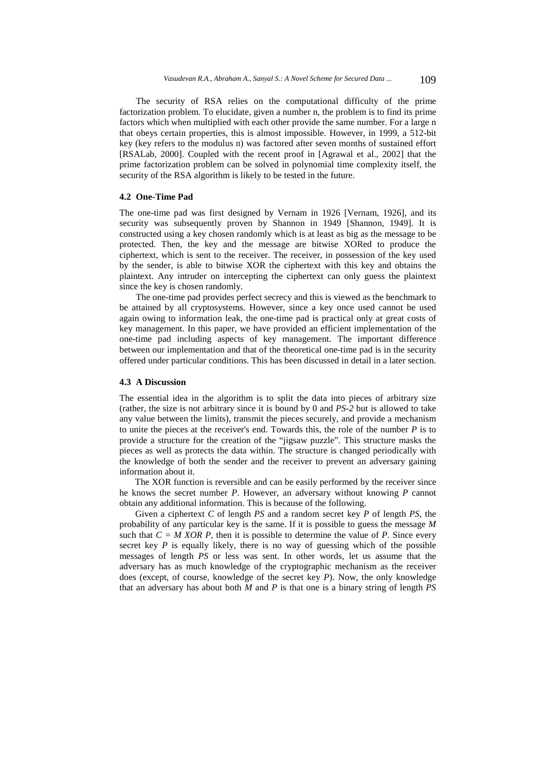The security of RSA relies on the computational difficulty of the prime factorization problem. To elucidate, given a number n, the problem is to find its prime factors which when multiplied with each other provide the same number. For a large n that obeys certain properties, this is almost impossible. However, in 1999, a 512-bit key (key refers to the modulus n) was factored after seven months of sustained effort [RSALab, 2000]. Coupled with the recent proof in [Agrawal et al., 2002] that the prime factorization problem can be solved in polynomial time complexity itself, the security of the RSA algorithm is likely to be tested in the future.

### 4.2 One-Time Pad

The one-time pad was first designed by Vernam in 1926 [Vernam, 1926], and its security was subsequently proven by Shannon in 1949 [Shannon, 1949]. It is constructed using a key chosen randomly which is at least as big as the message to be protected. Then, the key and the message are bitwise XORed to produce the ciphertext, which is sent to the receiver. The receiver, in possession of the key used by the sender, is able to bitwise XOR the ciphertext with this key and obtains the plaintext. Any intruder on intercepting the ciphertext can only guess the plaintext since the key is chosen randomly.

The one-time pad provides perfect secrecy and this is viewed as the benchmark to be attained by all cryptosystems. However, since a key once used cannot be used again owing to information leak, the one-time pad is practical only at great costs of key management. In this paper, we have provided an efficient implementation of the one-time pad including aspects of key management. The important difference between our implementation and that of the theoretical one-time pad is in the security offered under particular conditions. This has been discussed in detail in a later section.

### 4.3 A Discussion

The essential idea in the algorithm is to split the data into pieces of arbitrary size (rather, the size is not arbitrary since it is bound by 0 and *PS-2* but is allowed to take any value between the limits), transmit the pieces securely, and provide a mechanism to unite the pieces at the receiver's end. Towards this, the role of the number *P* is to provide a structure for the creation of the "jigsaw puzzle". This structure masks the pieces as well as protects the data within. The structure is changed periodically with the knowledge of both the sender and the receiver to prevent an adversary gaining information about it.

The XOR function is reversible and can be easily performed by the receiver since he knows the secret number *P*. However, an adversary without knowing *P* cannot obtain any additional information. This is because of the following.

Given a ciphertext *C* of length *PS* and a random secret key *P* of length *PS*, the probability of any particular key is the same. If it is possible to guess the message *M* such that $C = M \text{ XOR } P$, then it is possible to determine the value of *P*. Since every secret key *P* is equally likely, there is no way of guessing which of the possible messages of length *PS* or less was sent. In other words, let us assume that the adversary has as much knowledge of the cryptographic mechanism as the receiver does (except, of course, knowledge of the secret key *P*). Now, the only knowledge that an adversary has about both *M* and *P* is that one is a binary string of length *PS*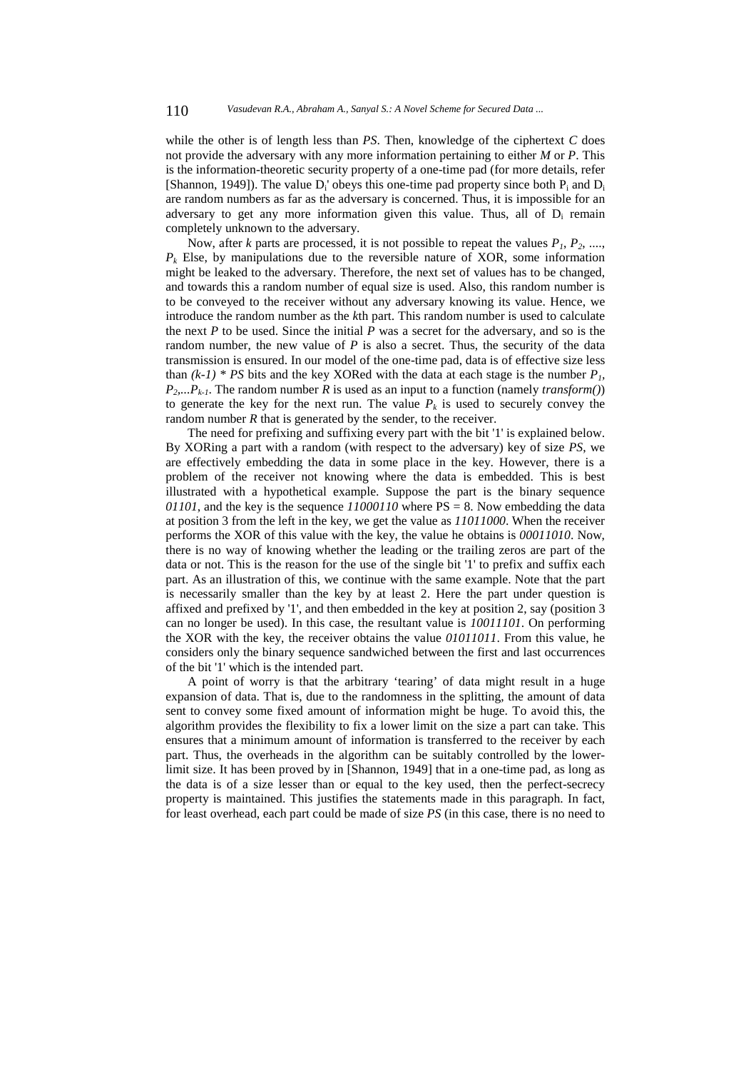while the other is of length less than *PS*. Then, knowledge of the ciphertext *C* does not provide the adversary with any more information pertaining to either *M* or *P*. This is the information-theoretic security property of a one-time pad (for more details, refer [Shannon, 1949]). The value $D_i'$ obeys this one-time pad property since both $P_i$ and $D_i$ are random numbers as far as the adversary is concerned. Thus, it is impossible for an adversary to get any more information given this value. Thus, all of $D_i$ remain completely unknown to the adversary.

Now, after *k* parts are processed, it is not possible to repeat the values $P_1$, $P_2$, ...., $P_k$ Else, by manipulations due to the reversible nature of XOR, some information might be leaked to the adversary. Therefore, the next set of values has to be changed, and towards this a random number of equal size is used. Also, this random number is to be conveyed to the receiver without any adversary knowing its value. Hence, we introduce the random number as the *k*th part. This random number is used to calculate the next *P* to be used. Since the initial *P* was a secret for the adversary, and so is the random number, the new value of *P* is also a secret. Thus, the security of the data transmission is ensured. In our model of the one-time pad, data is of effective size less than $(k-1) * PS$ bits and the key XORed with the data at each stage is the number $P_1$, $P_2$,...$P_{k-1}$. The random number *R* is used as an input to a function (namely *transform()*) to generate the key for the next run. The value $P_k$ is used to securely convey the random number *R* that is generated by the sender, to the receiver.

The need for prefixing and suffixing every part with the bit '1' is explained below. By XORing a part with a random (with respect to the adversary) key of size *PS*, we are effectively embedding the data in some place in the key. However, there is a problem of the receiver not knowing where the data is embedded. This is best illustrated with a hypothetical example. Suppose the part is the binary sequence *01101*, and the key is the sequence *11000110* where PS = 8. Now embedding the data at position 3 from the left in the key, we get the value as *11011000*. When the receiver performs the XOR of this value with the key, the value he obtains is *00011010*. Now, there is no way of knowing whether the leading or the trailing zeros are part of the data or not. This is the reason for the use of the single bit '1' to prefix and suffix each part. As an illustration of this, we continue with the same example. Note that the part is necessarily smaller than the key by at least 2. Here the part under question is affixed and prefixed by '1', and then embedded in the key at position 2, say (position 3 can no longer be used). In this case, the resultant value is *10011101*. On performing the XOR with the key, the receiver obtains the value *01011011*. From this value, he considers only the binary sequence sandwiched between the first and last occurrences of the bit '1' which is the intended part.

A point of worry is that the arbitrary 'tearing' of data might result in a huge expansion of data. That is, due to the randomness in the splitting, the amount of data sent to convey some fixed amount of information might be huge. To avoid this, the algorithm provides the flexibility to fix a lower limit on the size a part can take. This ensures that a minimum amount of information is transferred to the receiver by each part. Thus, the overheads in the algorithm can be suitably controlled by the lower-limit size. It has been proved by in [Shannon, 1949] that in a one-time pad, as long as the data is of a size lesser than or equal to the key used, then the perfect-secrecy property is maintained. This justifies the statements made in this paragraph. In fact, for least overhead, each part could be made of size *PS* (in this case, there is no need to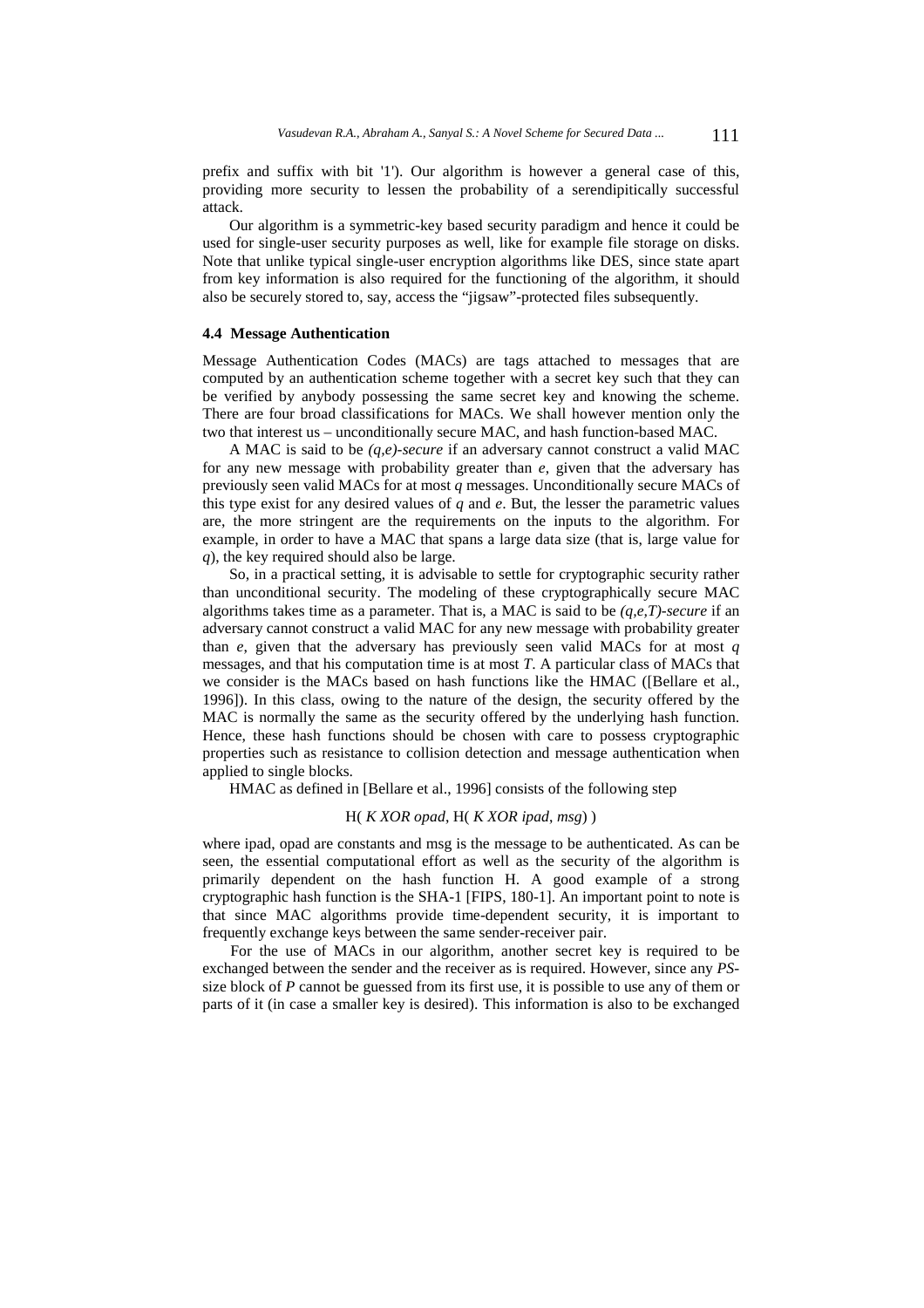prefix and suffix with bit '1'). Our algorithm is however a general case of this, providing more security to lessen the probability of a serendipitically successful attack.

Our algorithm is a symmetric-key based security paradigm and hence it could be used for single-user security purposes as well, like for example file storage on disks. Note that unlike typical single-user encryption algorithms like DES, since state apart from key information is also required for the functioning of the algorithm, it should also be securely stored to, say, access the "jigsaw"-protected files subsequently.

### 4.4 Message Authentication

Message Authentication Codes (MACs) are tags attached to messages that are computed by an authentication scheme together with a secret key such that they can be verified by anybody possessing the same secret key and knowing the scheme. There are four broad classifications for MACs. We shall however mention only the two that interest us – unconditionally secure MAC, and hash function-based MAC.

A MAC is said to be *(q,e)-secure* if an adversary cannot construct a valid MAC for any new message with probability greater than $e$, given that the adversary has previously seen valid MACs for at most $q$ messages. Unconditionally secure MACs of this type exist for any desired values of $q$ and $e$. But, the lesser the parametric values are, the more stringent are the requirements on the inputs to the algorithm. For example, in order to have a MAC that spans a large data size (that is, large value for $q$), the key required should also be large.

So, in a practical setting, it is advisable to settle for cryptographic security rather than unconditional security. The modeling of these cryptographically secure MAC algorithms takes time as a parameter. That is, a MAC is said to be *(q,e,T)-secure* if an adversary cannot construct a valid MAC for any new message with probability greater than $e$, given that the adversary has previously seen valid MACs for at most $q$ messages, and that his computation time is at most $T$. A particular class of MACs that we consider is the MACs based on hash functions like the HMAC ([Bellare et al., 1996]). In this class, owing to the nature of the design, the security offered by the MAC is normally the same as the security offered by the underlying hash function. Hence, these hash functions should be chosen with care to possess cryptographic properties such as resistance to collision detection and message authentication when applied to single blocks.

HMAC as defined in [Bellare et al., 1996] consists of the following step

$$H( K \text{ XOR } opad, H( K \text{ XOR } ipad, msg) )$$

where ipad, opad are constants and msg is the message to be authenticated. As can be seen, the essential computational effort as well as the security of the algorithm is primarily dependent on the hash function H. A good example of a strong cryptographic hash function is the SHA-1 [FIPS, 180-1]. An important point to note is that since MAC algorithms provide time-dependent security, it is important to frequently exchange keys between the same sender-receiver pair.

For the use of MACs in our algorithm, another secret key is required to be exchanged between the sender and the receiver as is required. However, since any *PS*-size block of *P* cannot be guessed from its first use, it is possible to use any of them or parts of it (in case a smaller key is desired). This information is also to be exchanged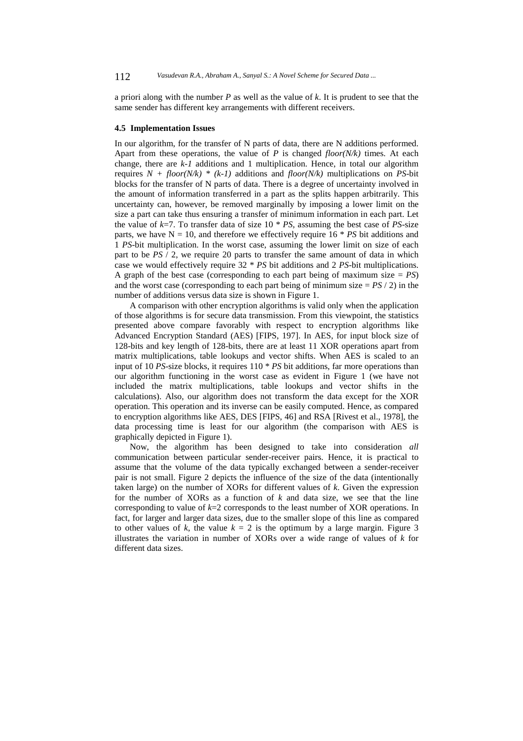a priori along with the number $P$ as well as the value of $k$. It is prudent to see that the same sender has different key arrangements with different receivers.

### 4.5 Implementation Issues

In our algorithm, for the transfer of N parts of data, there are N additions performed. Apart from these operations, the value of $P$ is changed $floor(N/k)$ times. At each change, there are $k-1$ additions and 1 multiplication. Hence, in total our algorithm requires $N + floor(N/k) * (k-1)$ additions and $floor(N/k)$ multiplications on $PS$-bit blocks for the transfer of N parts of data. There is a degree of uncertainty involved in the amount of information transferred in a part as the splits happen arbitrarily. This uncertainty can, however, be removed marginally by imposing a lower limit on the size a part can take thus ensuring a transfer of minimum information in each part. Let the value of $k$=7. To transfer data of size 10 * $PS$, assuming the best case of $PS$-size parts, we have N = 10, and therefore we effectively require 16 * $PS$ bit additions and 1 $PS$-bit multiplication. In the worst case, assuming the lower limit on size of each part to be $PS$ / 2, we require 20 parts to transfer the same amount of data in which case we would effectively require 32 * $PS$ bit additions and 2 $PS$-bit multiplications. A graph of the best case (corresponding to each part being of maximum size = $PS$) and the worst case (corresponding to each part being of minimum size = $PS$ / 2) in the number of additions versus data size is shown in Figure 1.

A comparison with other encryption algorithms is valid only when the application of those algorithms is for secure data transmission. From this viewpoint, the statistics presented above compare favorably with respect to encryption algorithms like Advanced Encryption Standard (AES) [FIPS, 197]. In AES, for input block size of 128-bits and key length of 128-bits, there are at least 11 XOR operations apart from matrix multiplications, table lookups and vector shifts. When AES is scaled to an input of 10 $PS$-size blocks, it requires 110 * $PS$ bit additions, far more operations than our algorithm functioning in the worst case as evident in Figure 1 (we have not included the matrix multiplications, table lookups and vector shifts in the calculations). Also, our algorithm does not transform the data except for the XOR operation. This operation and its inverse can be easily computed. Hence, as compared to encryption algorithms like AES, DES [FIPS, 46] and RSA [Rivest et al., 1978], the data processing time is least for our algorithm (the comparison with AES is graphically depicted in Figure 1).

Now, the algorithm has been designed to take into consideration *all* communication between particular sender-receiver pairs. Hence, it is practical to assume that the volume of the data typically exchanged between a sender-receiver pair is not small. Figure 2 depicts the influence of the size of the data (intentionally taken large) on the number of XORs for different values of $k$. Given the expression for the number of XORs as a function of $k$ and data size, we see that the line corresponding to value of $k$=2 corresponds to the least number of XOR operations. In fact, for larger and larger data sizes, due to the smaller slope of this line as compared to other values of $k$, the value $k$ = 2 is the optimum by a large margin. Figure 3 illustrates the variation in number of XORs over a wide range of values of $k$ for different data sizes.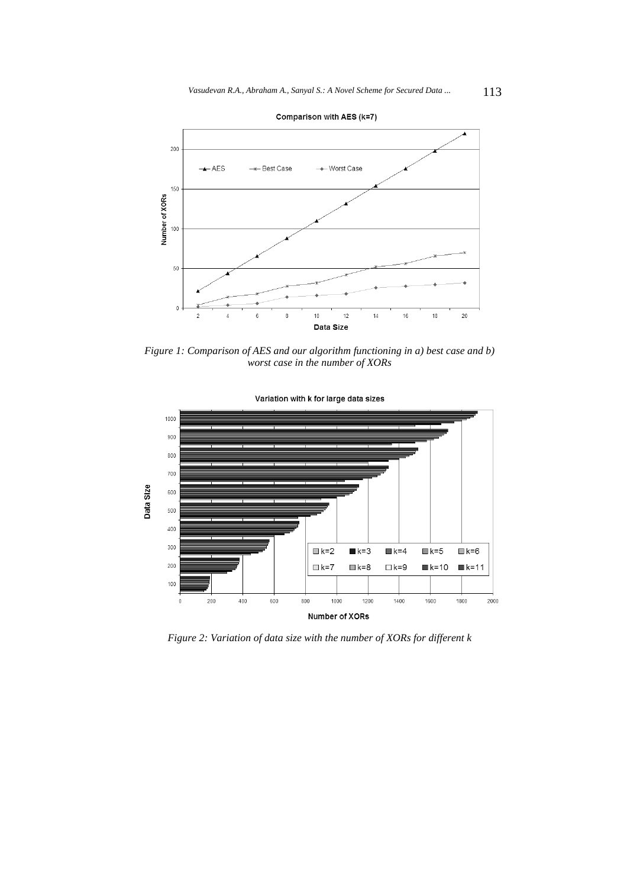*Figure 1: Comparison of AES and our algorithm functioning in a) best case and b) worst case in the number of XORs*

*Figure 2: Variation of data size with the number of XORs for different k*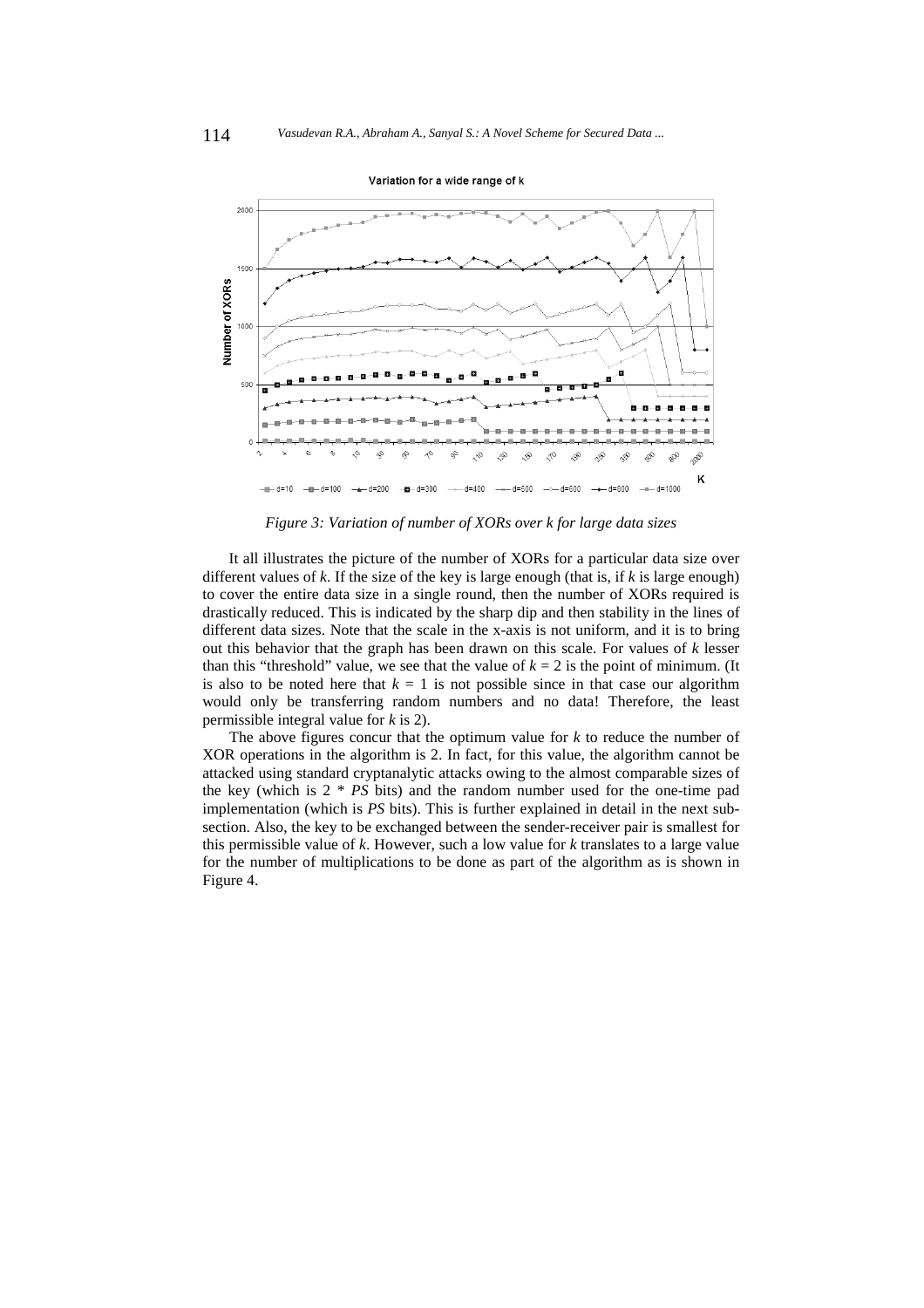*Figure 3: Variation of number of XORs over k for large data sizes*

It all illustrates the picture of the number of XORs for a particular data size over different values of $k$. If the size of the key is large enough (that is, if $k$ is large enough) to cover the entire data size in a single round, then the number of XORs required is drastically reduced. This is indicated by the sharp dip and then stability in the lines of different data sizes. Note that the scale in the x-axis is not uniform, and it is to bring out this behavior that the graph has been drawn on this scale. For values of $k$ lesser than this "threshold" value, we see that the value of $k = 2$ is the point of minimum. (It is also to be noted here that $k = 1$ is not possible since in that case our algorithm would only be transferring random numbers and no data! Therefore, the least permissible integral value for $k$ is 2).

The above figures concur that the optimum value for $k$ to reduce the number of XOR operations in the algorithm is 2. In fact, for this value, the algorithm cannot be attacked using standard cryptanalytic attacks owing to the almost comparable sizes of the key (which is $2 * PS$ bits) and the random number used for the one-time pad implementation (which is $PS$ bits). This is further explained in detail in the next sub-section. Also, the key to be exchanged between the sender-receiver pair is smallest for this permissible value of $k$. However, such a low value for $k$ translates to a large value for the number of multiplications to be done as part of the algorithm as is shown in Figure 4.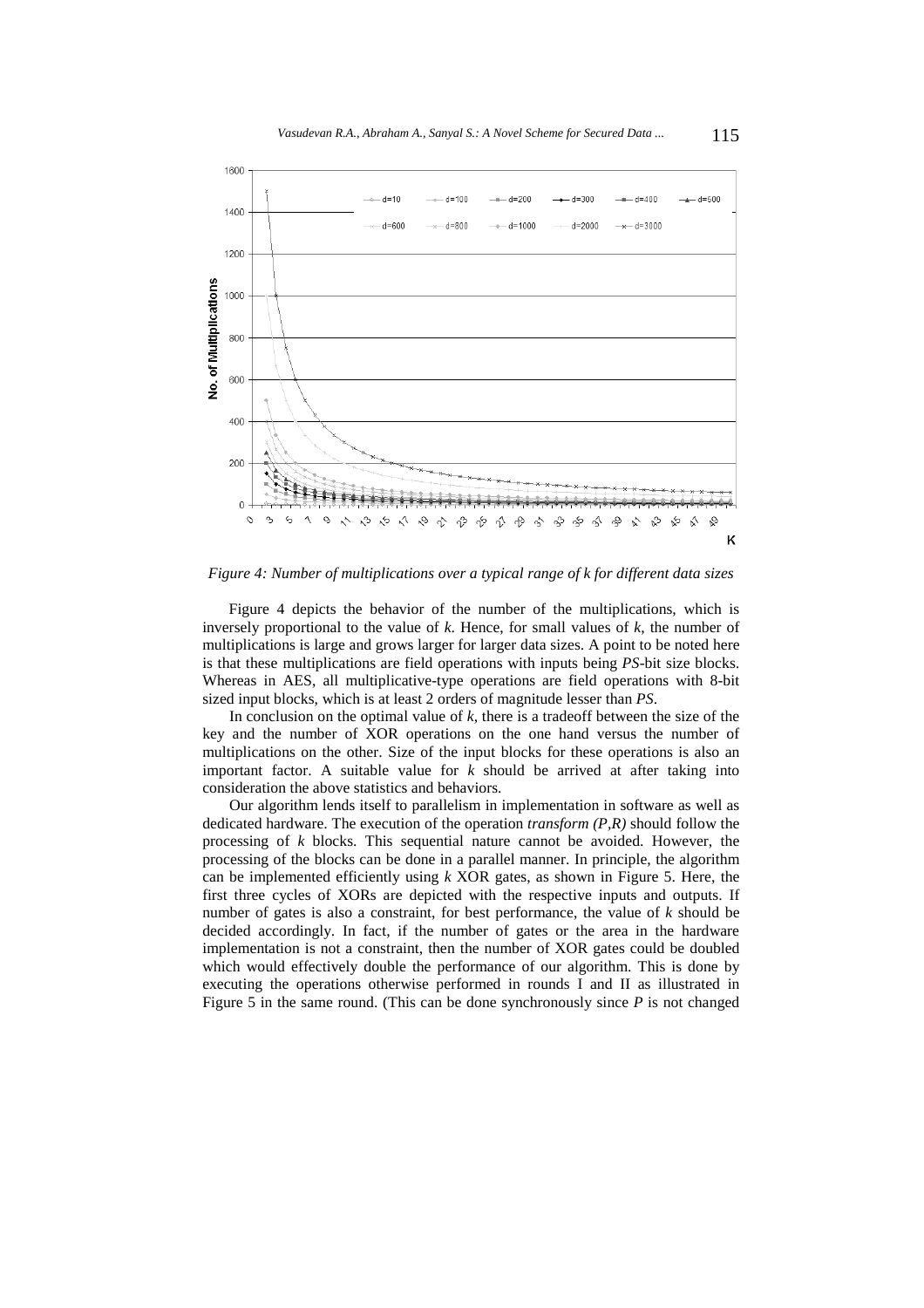*Figure 4: Number of multiplications over a typical range of k for different data sizes*

Figure 4 depicts the behavior of the number of the multiplications, which is inversely proportional to the value of *k*. Hence, for small values of *k*, the number of multiplications is large and grows larger for larger data sizes. A point to be noted here is that these multiplications are field operations with inputs being *PS*-bit size blocks. Whereas in AES, all multiplicative-type operations are field operations with 8-bit sized input blocks, which is at least 2 orders of magnitude lesser than *PS*.

In conclusion on the optimal value of *k*, there is a tradeoff between the size of the key and the number of XOR operations on the one hand versus the number of multiplications on the other. Size of the input blocks for these operations is also an important factor. A suitable value for *k* should be arrived at after taking into consideration the above statistics and behaviors.

Our algorithm lends itself to parallelism in implementation in software as well as dedicated hardware. The execution of the operation *transform (P,R)* should follow the processing of *k* blocks. This sequential nature cannot be avoided. However, the processing of the blocks can be done in a parallel manner. In principle, the algorithm can be implemented efficiently using *k* XOR gates, as shown in Figure 5. Here, the first three cycles of XORs are depicted with the respective inputs and outputs. If number of gates is also a constraint, for best performance, the value of *k* should be decided accordingly. In fact, if the number of gates or the area in the hardware implementation is not a constraint, then the number of XOR gates could be doubled which would effectively double the performance of our algorithm. This is done by executing the operations otherwise performed in rounds I and II as illustrated in Figure 5 in the same round. (This can be done synchronously since *P* is not changed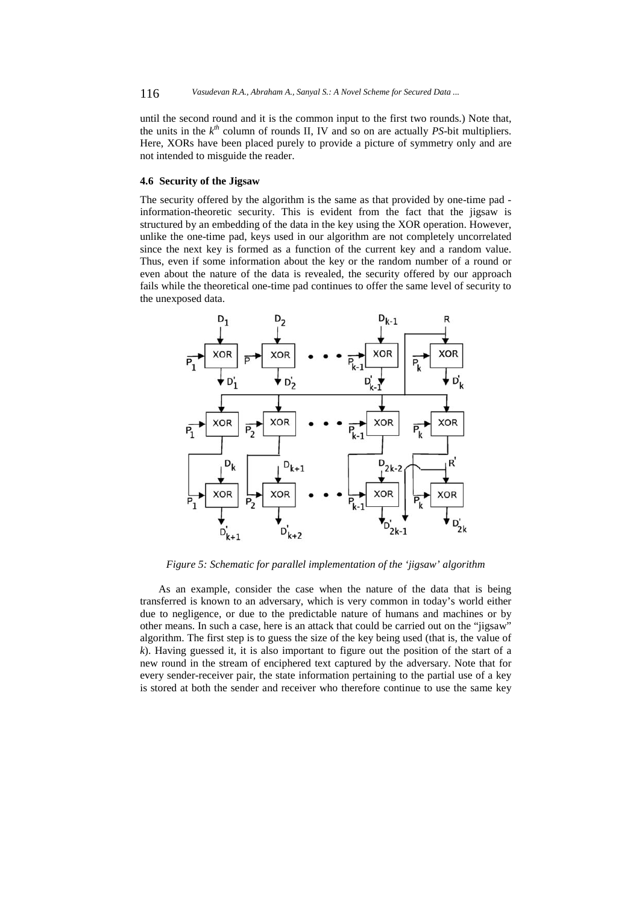until the second round and it is the common input to the first two rounds.) Note that, the units in the $k^{th}$ column of rounds II, IV and so on are actually *PS*-bit multipliers. Here, XORs have been placed purely to provide a picture of symmetry only and are not intended to misguide the reader.

### 4.6 Security of the Jigsaw

The security offered by the algorithm is the same as that provided by one-time pad - information-theoretic security. This is evident from the fact that the jigsaw is structured by an embedding of the data in the key using the XOR operation. However, unlike the one-time pad, keys used in our algorithm are not completely uncorrelated since the next key is formed as a function of the current key and a random value. Thus, even if some information about the key or the random number of a round or even about the nature of the data is revealed, the security offered by our approach fails while the theoretical one-time pad continues to offer the same level of security to the unexposed data.

*Figure 5: Schematic for parallel implementation of the 'jigsaw' algorithm*

As an example, consider the case when the nature of the data that is being transferred is known to an adversary, which is very common in today's world either due to negligence, or due to the predictable nature of humans and machines or by other means. In such a case, here is an attack that could be carried out on the "jigsaw" algorithm. The first step is to guess the size of the key being used (that is, the value of $k$). Having guessed it, it is also important to figure out the position of the start of a new round in the stream of enciphered text captured by the adversary. Note that for every sender-receiver pair, the state information pertaining to the partial use of a key is stored at both the sender and receiver who therefore continue to use the same key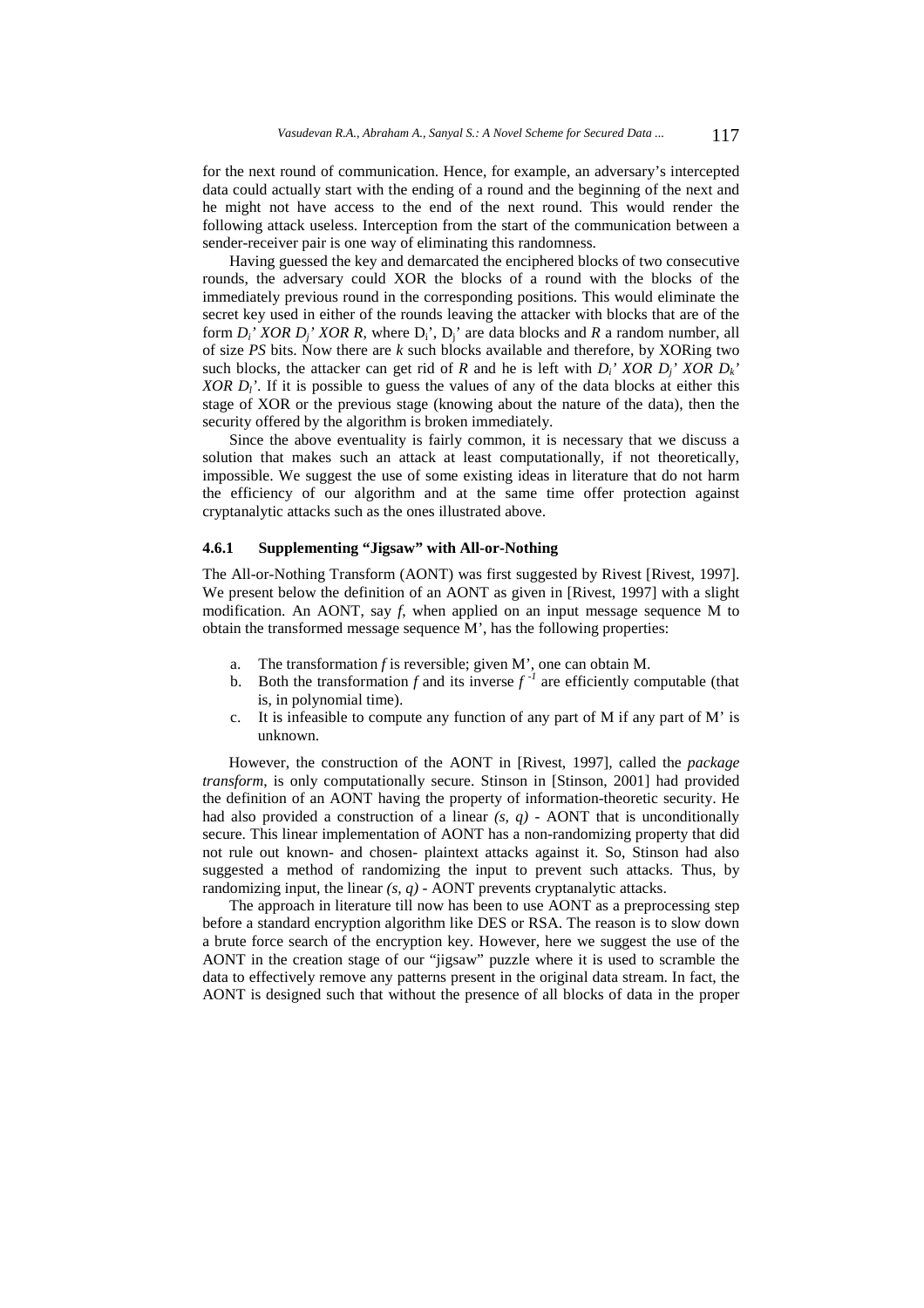for the next round of communication. Hence, for example, an adversary's intercepted data could actually start with the ending of a round and the beginning of the next and he might not have access to the end of the next round. This would render the following attack useless. Interception from the start of the communication between a sender-receiver pair is one way of eliminating this randomness.

Having guessed the key and demarcated the enciphered blocks of two consecutive rounds, the adversary could XOR the blocks of a round with the blocks of the immediately previous round in the corresponding positions. This would eliminate the secret key used in either of the rounds leaving the attacker with blocks that are of the form $D_i'$ *XOR* $D_j'$ *XOR* $R$, where $D_i'$, $D_j'$ are data blocks and $R$ a random number, all of size *PS* bits. Now there are $k$ such blocks available and therefore, by XORing two such blocks, the attacker can get rid of $R$ and he is left with $D_i'$ *XOR* $D_j'$ *XOR* $D_k'$ *XOR* $D_l'$. If it is possible to guess the values of any of the data blocks at either this stage of XOR or the previous stage (knowing about the nature of the data), then the security offered by the algorithm is broken immediately.

Since the above eventuality is fairly common, it is necessary that we discuss a solution that makes such an attack at least computationally, if not theoretically, impossible. We suggest the use of some existing ideas in literature that do not harm the efficiency of our algorithm and at the same time offer protection against cryptanalytic attacks such as the ones illustrated above.

### 4.6.1 Supplementing "Jigsaw" with All-or-Nothing

The All-or-Nothing Transform (AONT) was first suggested by Rivest [Rivest, 1997]. We present below the definition of an AONT as given in [Rivest, 1997] with a slight modification. An AONT, say $f$, when applied on an input message sequence M to obtain the transformed message sequence M', has the following properties:

a. The transformation $f$ is reversible; given M', one can obtain M.
b. Both the transformation $f$ and its inverse $f^{-1}$ are efficiently computable (that is, in polynomial time).
c. It is infeasible to compute any function of any part of M if any part of M' is unknown.

However, the construction of the AONT in [Rivest, 1997], called the *package transform*, is only computationally secure. Stinson in [Stinson, 2001] had provided the definition of an AONT having the property of information-theoretic security. He had also provided a construction of a linear $(s, q)$ - AONT that is unconditionally secure. This linear implementation of AONT has a non-randomizing property that did not rule out known- and chosen- plaintext attacks against it. So, Stinson had also suggested a method of randomizing the input to prevent such attacks. Thus, by randomizing input, the linear $(s, q)$ - AONT prevents cryptanalytic attacks.

The approach in literature till now has been to use AONT as a preprocessing step before a standard encryption algorithm like DES or RSA. The reason is to slow down a brute force search of the encryption key. However, here we suggest the use of the AONT in the creation stage of our "jigsaw" puzzle where it is used to scramble the data to effectively remove any patterns present in the original data stream. In fact, the AONT is designed such that without the presence of all blocks of data in the proper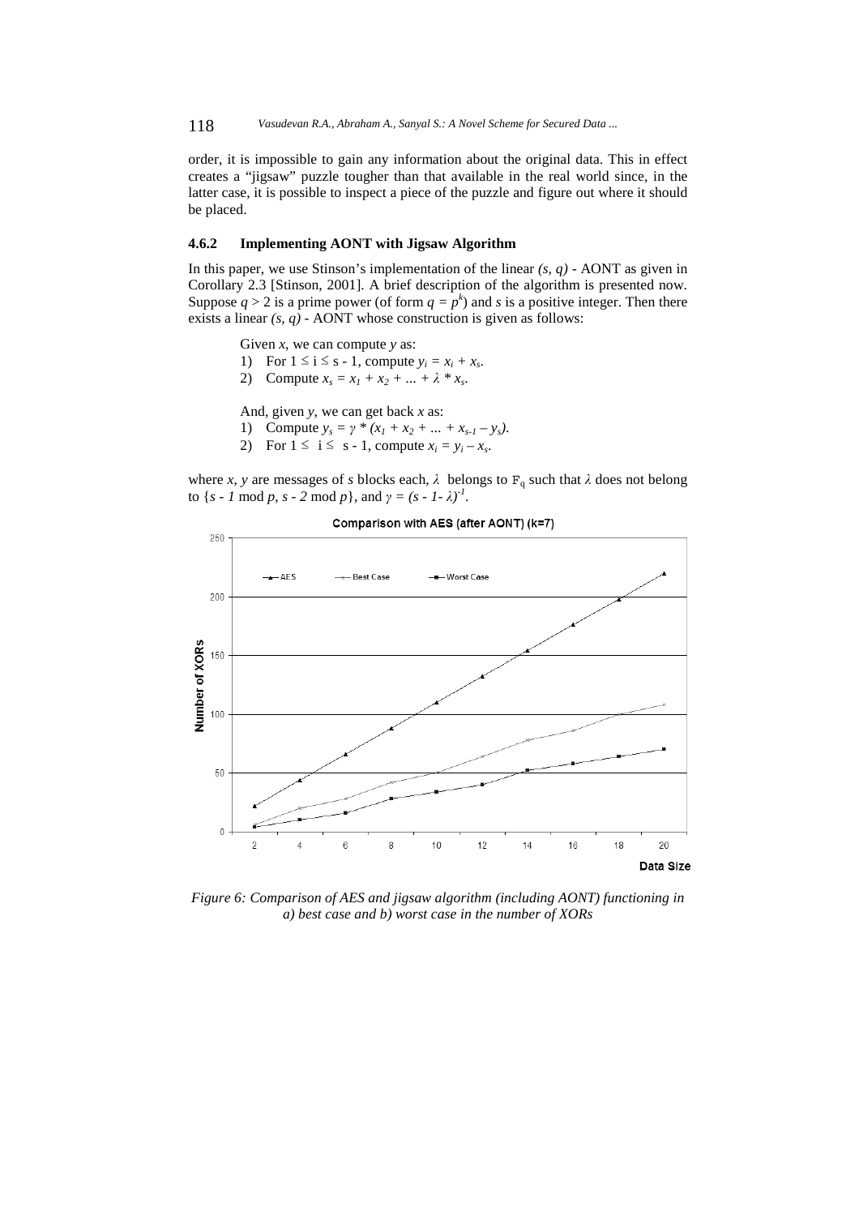order, it is impossible to gain any information about the original data. This in effect creates a "jigsaw" puzzle tougher than that available in the real world since, in the latter case, it is possible to inspect a piece of the puzzle and figure out where it should be placed.

#### 4.6.2 Implementing AONT with Jigsaw Algorithm

In this paper, we use Stinson's implementation of the linear *(s, q)* - AONT as given in Corollary 2.3 [Stinson, 2001]. A brief description of the algorithm is presented now. Suppose $q > 2$ is a prime power (of form $q = p^k$) and $s$ is a positive integer. Then there exists a linear *(s, q)* - AONT whose construction is given as follows:

Given $x$, we can compute $y$ as:

1) For $1 \leq i \leq s - 1$, compute $y_i = x_i + x_s$.
2) Compute $x_s = x_1 + x_2 + ... + \lambda * x_s$.

And, given $y$, we can get back $x$ as:

1) Compute $y_s = \gamma * (x_1 + x_2 + ... + x_{s-1} - y_s)$.
2) For $1 \leq i \leq s - 1$, compute $x_i = y_i - x_s$.

where $x$, $y$ are messages of $s$ blocks each, $\lambda$ belongs to $\mathbb{F}_q$ such that $\lambda$ does not belong to $\{s - 1 \bmod p, s - 2 \bmod p\}$, and $\gamma = (s - 1 - \lambda)^{-1}$.

*Figure 6: Comparison of AES and jigsaw algorithm (including AONT) functioning in a) best case and b) worst case in the number of XORs*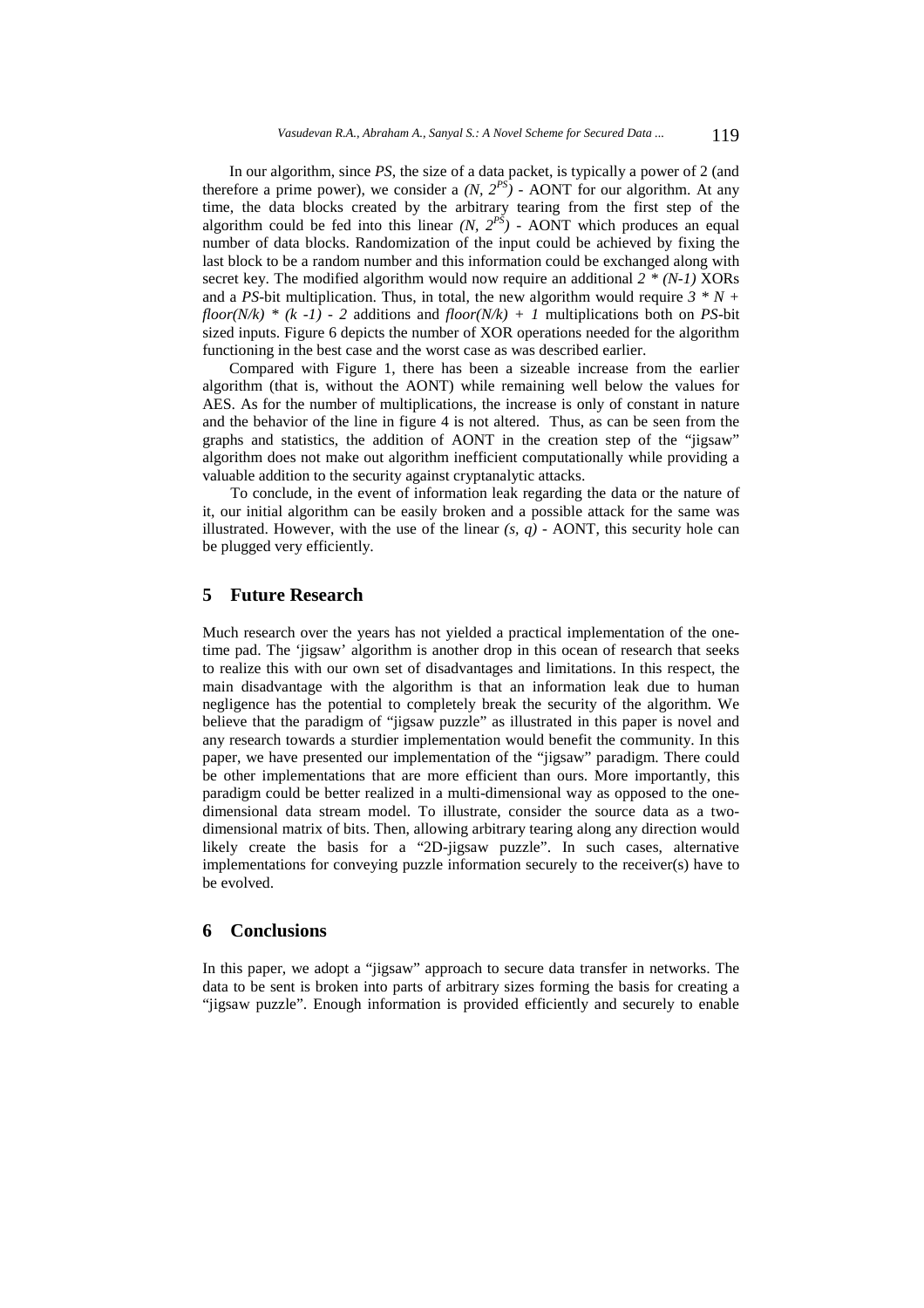In our algorithm, since *PS*, the size of a data packet, is typically a power of 2 (and therefore a prime power), we consider a $(N, 2^{PS})$ - AONT for our algorithm. At any time, the data blocks created by the arbitrary tearing from the first step of the algorithm could be fed into this linear $(N, 2^{PS})$ - AONT which produces an equal number of data blocks. Randomization of the input could be achieved by fixing the last block to be a random number and this information could be exchanged along with secret key. The modified algorithm would now require an additional $2 * (N-1)$ XORs and a *PS*-bit multiplication. Thus, in total, the new algorithm would require $3 * N + floor(N/k) * (k - 1) - 2$ additions and $floor(N/k) + 1$ multiplications both on *PS*-bit sized inputs. Figure 6 depicts the number of XOR operations needed for the algorithm functioning in the best case and the worst case as was described earlier.

Compared with Figure 1, there has been a sizeable increase from the earlier algorithm (that is, without the AONT) while remaining well below the values for AES. As for the number of multiplications, the increase is only of constant in nature and the behavior of the line in figure 4 is not altered. Thus, as can be seen from the graphs and statistics, the addition of AONT in the creation step of the "jigsaw" algorithm does not make out algorithm inefficient computationally while providing a valuable addition to the security against cryptanalytic attacks.

To conclude, in the event of information leak regarding the data or the nature of it, our initial algorithm can be easily broken and a possible attack for the same was illustrated. However, with the use of the linear $(s, q)$ - AONT, this security hole can be plugged very efficiently.

## 5 Future Research

Much research over the years has not yielded a practical implementation of the one-time pad. The 'jigsaw' algorithm is another drop in this ocean of research that seeks to realize this with our own set of disadvantages and limitations. In this respect, the main disadvantage with the algorithm is that an information leak due to human negligence has the potential to completely break the security of the algorithm. We believe that the paradigm of "jigsaw puzzle" as illustrated in this paper is novel and any research towards a sturdier implementation would benefit the community. In this paper, we have presented our implementation of the "jigsaw" paradigm. There could be other implementations that are more efficient than ours. More importantly, this paradigm could be better realized in a multi-dimensional way as opposed to the one-dimensional data stream model. To illustrate, consider the source data as a two-dimensional matrix of bits. Then, allowing arbitrary tearing along any direction would likely create the basis for a "2D-jigsaw puzzle". In such cases, alternative implementations for conveying puzzle information securely to the receiver(s) have to be evolved.

## 6 Conclusions

In this paper, we adopt a "jigsaw" approach to secure data transfer in networks. The data to be sent is broken into parts of arbitrary sizes forming the basis for creating a "jigsaw puzzle". Enough information is provided efficiently and securely to enable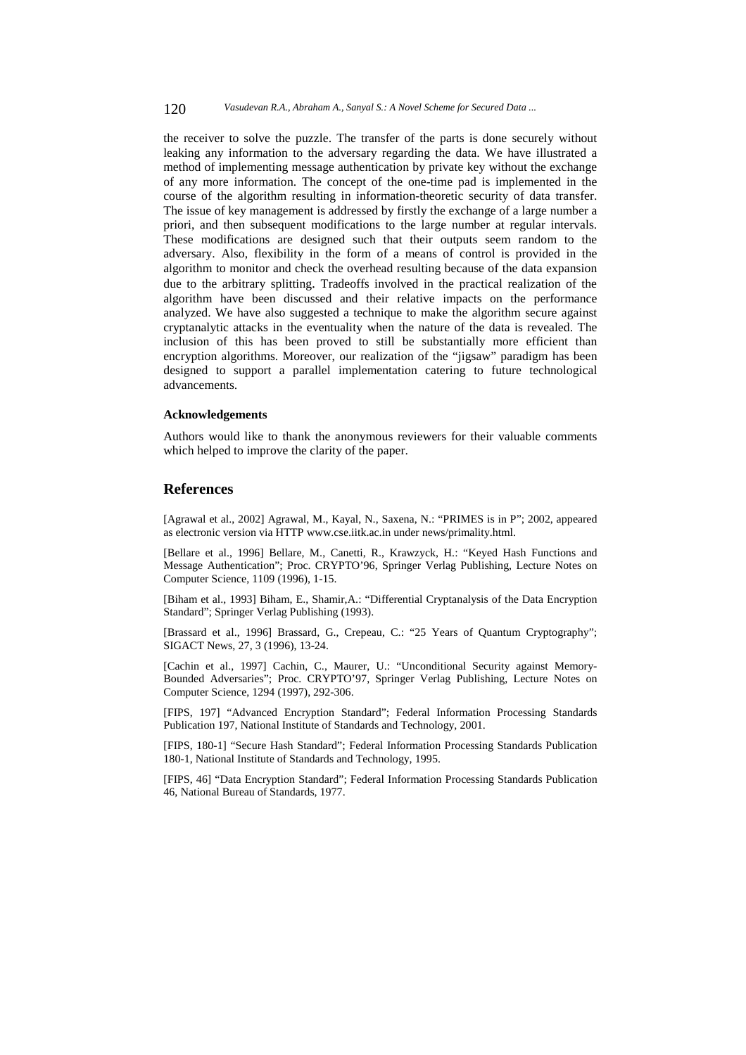the receiver to solve the puzzle. The transfer of the parts is done securely without leaking any information to the adversary regarding the data. We have illustrated a method of implementing message authentication by private key without the exchange of any more information. The concept of the one-time pad is implemented in the course of the algorithm resulting in information-theoretic security of data transfer. The issue of key management is addressed by firstly the exchange of a large number a priori, and then subsequent modifications to the large number at regular intervals. These modifications are designed such that their outputs seem random to the adversary. Also, flexibility in the form of a means of control is provided in the algorithm to monitor and check the overhead resulting because of the data expansion due to the arbitrary splitting. Tradeoffs involved in the practical realization of the algorithm have been discussed and their relative impacts on the performance analyzed. We have also suggested a technique to make the algorithm secure against cryptanalytic attacks in the eventuality when the nature of the data is revealed. The inclusion of this has been proved to still be substantially more efficient than encryption algorithms. Moreover, our realization of the "jigsaw" paradigm has been designed to support a parallel implementation catering to future technological advancements.

**Acknowledgements**

Authors would like to thank the anonymous reviewers for their valuable comments which helped to improve the clarity of the paper.

## References

[Agrawal et al., 2002] Agrawal, M., Kayal, N., Saxena, N.: "PRIMES is in P"; 2002, appeared as electronic version via HTTP www.cse.iitk.ac.in under news/primality.html.

[Bellare et al., 1996] Bellare, M., Canetti, R., Krawzyck, H.: "Keyed Hash Functions and Message Authentication"; Proc. CRYPTO'96, Springer Verlag Publishing, Lecture Notes on Computer Science, 1109 (1996), 1-15.

[Biham et al., 1993] Biham, E., Shamir,A.: "Differential Cryptanalysis of the Data Encryption Standard"; Springer Verlag Publishing (1993).

[Brassard et al., 1996] Brassard, G., Crepeau, C.: "25 Years of Quantum Cryptography"; SIGACT News, 27, 3 (1996), 13-24.

[Cachin et al., 1997] Cachin, C., Maurer, U.: "Unconditional Security against Memory-Bounded Adversaries"; Proc. CRYPTO'97, Springer Verlag Publishing, Lecture Notes on Computer Science, 1294 (1997), 292-306.

[FIPS, 197] "Advanced Encryption Standard"; Federal Information Processing Standards Publication 197, National Institute of Standards and Technology, 2001.

[FIPS, 180-1] "Secure Hash Standard"; Federal Information Processing Standards Publication 180-1, National Institute of Standards and Technology, 1995.

[FIPS, 46] "Data Encryption Standard"; Federal Information Processing Standards Publication 46, National Bureau of Standards, 1977.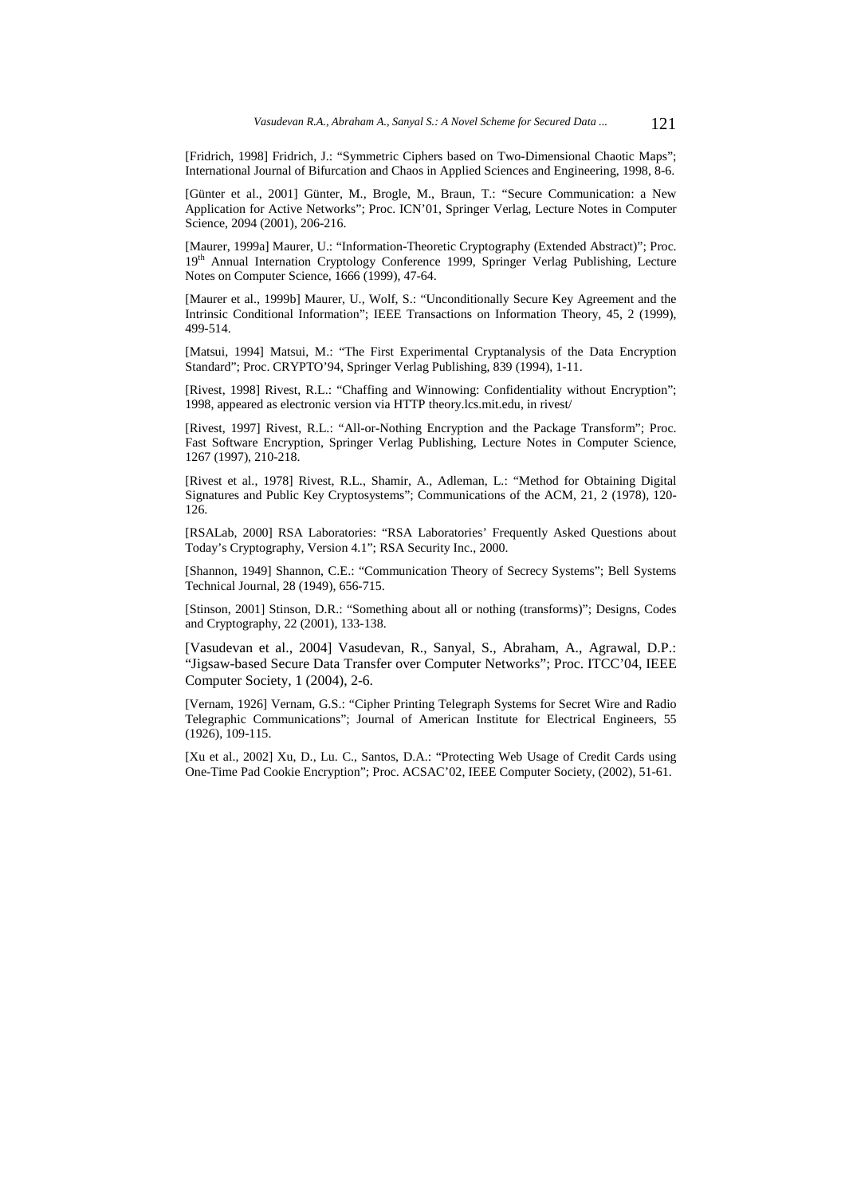[Fridrich, 1998] Fridrich, J.: "Symmetric Ciphers based on Two-Dimensional Chaotic Maps"; International Journal of Bifurcation and Chaos in Applied Sciences and Engineering, 1998, 8-6.

[Günter et al., 2001] Günter, M., Brogle, M., Braun, T.: "Secure Communication: a New Application for Active Networks"; Proc. ICN'01, Springer Verlag, Lecture Notes in Computer Science, 2094 (2001), 206-216.

[Maurer, 1999a] Maurer, U.: "Information-Theoretic Cryptography (Extended Abstract)"; Proc. 19th Annual Internation Cryptology Conference 1999, Springer Verlag Publishing, Lecture Notes on Computer Science, 1666 (1999), 47-64.

[Maurer et al., 1999b] Maurer, U., Wolf, S.: "Unconditionally Secure Key Agreement and the Intrinsic Conditional Information"; IEEE Transactions on Information Theory, 45, 2 (1999), 499-514.

[Matsui, 1994] Matsui, M.: "The First Experimental Cryptanalysis of the Data Encryption Standard"; Proc. CRYPTO'94, Springer Verlag Publishing, 839 (1994), 1-11.

[Rivest, 1998] Rivest, R.L.: "Chaffing and Winnowing: Confidentiality without Encryption"; 1998, appeared as electronic version via HTTP theory.lcs.mit.edu, in rivest/

[Rivest, 1997] Rivest, R.L.: "All-or-Nothing Encryption and the Package Transform"; Proc. Fast Software Encryption, Springer Verlag Publishing, Lecture Notes in Computer Science, 1267 (1997), 210-218.

[Rivest et al., 1978] Rivest, R.L., Shamir, A., Adleman, L.: "Method for Obtaining Digital Signatures and Public Key Cryptosystems"; Communications of the ACM, 21, 2 (1978), 120-126.

[RSALab, 2000] RSA Laboratories: "RSA Laboratories' Frequently Asked Questions about Today's Cryptography, Version 4.1"; RSA Security Inc., 2000.

[Shannon, 1949] Shannon, C.E.: "Communication Theory of Secrecy Systems"; Bell Systems Technical Journal, 28 (1949), 656-715.

[Stinson, 2001] Stinson, D.R.: "Something about all or nothing (transforms)"; Designs, Codes and Cryptography, 22 (2001), 133-138.

[Vasudevan et al., 2004] Vasudevan, R., Sanyal, S., Abraham, A., Agrawal, D.P.: "Jigsaw-based Secure Data Transfer over Computer Networks"; Proc. ITCC'04, IEEE Computer Society, 1 (2004), 2-6.

[Vernam, 1926] Vernam, G.S.: "Cipher Printing Telegraph Systems for Secret Wire and Radio Telegraphic Communications"; Journal of American Institute for Electrical Engineers, 55 (1926), 109-115.

[Xu et al., 2002] Xu, D., Lu. C., Santos, D.A.: "Protecting Web Usage of Credit Cards using One-Time Pad Cookie Encryption"; Proc. ACSAC'02, IEEE Computer Society, (2002), 51-61.